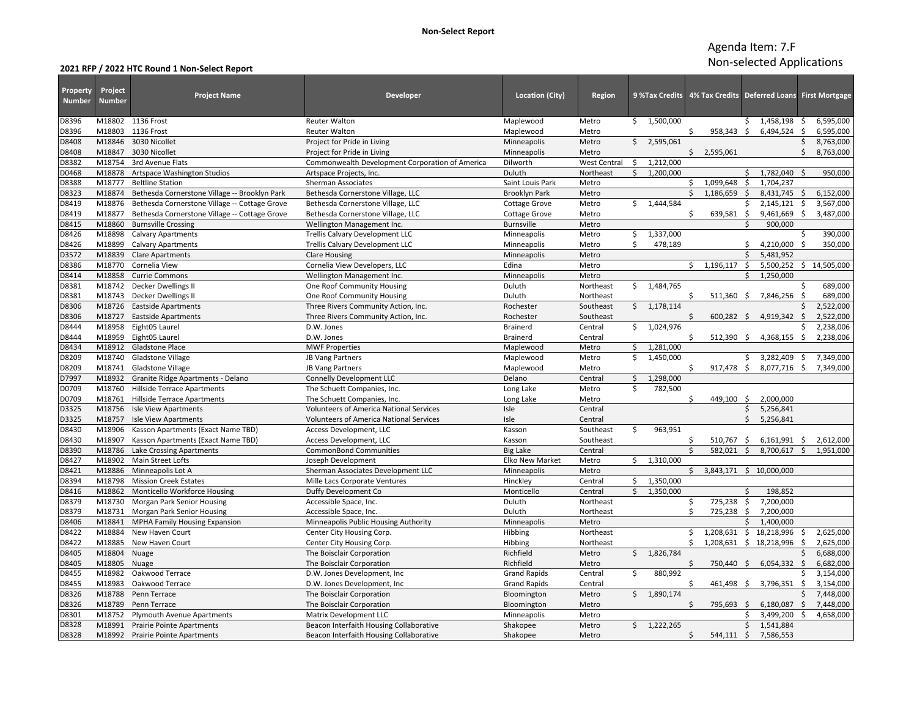**Non-Select Report**

Agenda Item: 7.F
Non-selected Applications

**2021 RFP / 2022 HTC Round 1 Non-Select Report**

| Property Number | Project Number | Project Name | Developer | Location (City) | Region | 9 %Tax Credits | 4% Tax Credits | Deferred Loans | First Mortgage |
|---|---|---|---|---|---|---|---|---|---|
| D8396 | M18802 | 1136 Frost | Reuter Walton | Maplewood | Metro | $ 1,500,000 | | $ 1,458,198 | $ 6,595,000 |
| D8396 | M18803 | 1136 Frost | Reuter Walton | Maplewood | Metro | | $ 958,343 | $ 6,494,524 | $ 6,595,000 |
| D8408 | M18846 | 3030 Nicollet | Project for Pride in Living | Minneapolis | Metro | $ 2,595,061 | | | $ 8,763,000 |
| D8408 | M18847 | 3030 Nicollet | Project for Pride in Living | Minneapolis | Metro | | $ 2,595,061 | | $ 8,763,000 |
| D8382 | M18754 | 3rd Avenue Flats | Commonwealth Development Corporation of America | Dilworth | West Central | $ 1,212,000 | | | |
| D0468 | M18878 | Artspace Washington Studios | Artspace Projects, Inc. | Duluth | Northeast | $ 1,200,000 | | $ 1,782,040 | $ 950,000 |
| D8388 | M18777 | Beltline Station | Sherman Associates | Saint Louis Park | Metro | | $ 1,099,648 | $ 1,704,237 | |
| D8323 | M18874 | Bethesda Cornerstone Village -- Brooklyn Park | Bethesda Cornerstone Village, LLC | Brooklyn Park | Metro | | $ 1,186,659 | $ 8,431,745 | $ 6,152,000 |
| D8419 | M18876 | Bethesda Cornerstone Village -- Cottage Grove | Bethesda Cornerstone Village, LLC | Cottage Grove | Metro | $ 1,444,584 | | $ 2,145,121 | $ 3,567,000 |
| D8419 | M18877 | Bethesda Cornerstone Village -- Cottage Grove | Bethesda Cornerstone Village, LLC | Cottage Grove | Metro | | $ 639,581 | $ 9,461,669 | $ 3,487,000 |
| D8415 | M18860 | Burnsville Crossing | Wellington Management Inc. | Burnsville | Metro | | | $ 900,000 | |
| D8426 | M18898 | Calvary Apartments | Trellis Calvary Development LLC | Minneapolis | Metro | $ 1,337,000 | | | $ 390,000 |
| D8426 | M18899 | Calvary Apartments | Trellis Calvary Development LLC | Minneapolis | Metro | $ 478,189 | | $ 4,210,000 | $ 350,000 |
| D3572 | M18839 | Clare Apartments | Clare Housing | Minneapolis | Metro | | | $ 5,481,952 | |
| D8386 | M18770 | Cornelia View | Cornelia View Developers, LLC | Edina | Metro | | $ 1,196,117 | $ 5,500,252 | $ 14,505,000 |
| D8414 | M18858 | Currie Commons | Wellington Management Inc. | Minneapolis | Metro | | | $ 1,250,000 | |
| D8381 | M18742 | Decker Dwellings II | One Roof Community Housing | Duluth | Northeast | $ 1,484,765 | | | $ 689,000 |
| D8381 | M18743 | Decker Dwellings II | One Roof Community Housing | Duluth | Northeast | | $ 511,360 | $ 7,846,256 | $ 689,000 |
| D8306 | M18726 | Eastside Apartments | Three Rivers Community Action, Inc. | Rochester | Southeast | $ 1,178,114 | | | $ 2,522,000 |
| D8306 | M18727 | Eastside Apartments | Three Rivers Community Action, Inc. | Rochester | Southeast | | $ 600,282 | $ 4,919,342 | $ 2,522,000 |
| D8444 | M18958 | Eight05 Laurel | D.W. Jones | Brainerd | Central | $ 1,024,976 | | | $ 2,238,006 |
| D8444 | M18959 | Eight05 Laurel | D.W. Jones | Brainerd | Central | | $ 512,390 | $ 4,368,155 | $ 2,238,006 |
| D8434 | M18912 | Gladstone Place | MWF Properties | Maplewood | Metro | $ 1,281,000 | | | |
| D8209 | M18740 | Gladstone Village | JB Vang Partners | Maplewood | Metro | $ 1,450,000 | | $ 3,282,409 | $ 7,349,000 |
| D8209 | M18741 | Gladstone Village | JB Vang Partners | Maplewood | Metro | | $ 917,478 | $ 8,077,716 | $ 7,349,000 |
| D7997 | M18932 | Granite Ridge Apartments - Delano | Connelly Development LLC | Delano | Central | $ 1,298,000 | | | |
| D0709 | M18760 | Hillside Terrace Apartments | The Schuett Companies, Inc. | Long Lake | Metro | $ 782,500 | | | |
| D0709 | M18761 | Hillside Terrace Apartments | The Schuett Companies, Inc. | Long Lake | Metro | | $ 449,100 | $ 2,000,000 | |
| D3325 | M18756 | Isle View Apartments | Volunteers of America National Services | Isle | Central | | | $ 5,256,841 | |
| D3325 | M18757 | Isle View Apartments | Volunteers of America National Services | Isle | Central | | | $ 5,256,841 | |
| D8430 | M18906 | Kasson Apartments (Exact Name TBD) | Access Development, LLC | Kasson | Southeast | $ 963,951 | | | |
| D8430 | M18907 | Kasson Apartments (Exact Name TBD) | Access Development, LLC | Kasson | Southeast | | $ 510,767 | $ 6,161,991 | $ 2,612,000 |
| D8390 | M18786 | Lake Crossing Apartments | CommonBond Communities | Big Lake | Central | | $ 582,021 | $ 8,700,617 | $ 1,951,000 |
| D8427 | M18902 | Main Street Lofts | Joseph Development | Elko New Market | Metro | $ 1,310,000 | | | |
| D8421 | M18886 | Minneapolis Lot A | Sherman Associates Development LLC | Minneapolis | Metro | | $ 3,843,171 | $ 10,000,000 | |
| D8394 | M18798 | Mission Creek Estates | Mille Lacs Corporate Ventures | Hinckley | Central | $ 1,350,000 | | | |
| D8416 | M18862 | Monticello Workforce Housing | Duffy Development Co | Monticello | Central | $ 1,350,000 | | $ 198,852 | |
| D8379 | M18730 | Morgan Park Senior Housing | Accessible Space, Inc. | Duluth | Northeast | | $ 725,238 | $ 7,200,000 | |
| D8379 | M18731 | Morgan Park Senior Housing | Accessible Space, Inc. | Duluth | Northeast | | $ 725,238 | $ 7,200,000 | |
| D8406 | M18841 | MPHA Family Housing Expansion | Minneapolis Public Housing Authority | Minneapolis | Metro | | | $ 1,400,000 | |
| D8422 | M18884 | New Haven Court | Center City Housing Corp. | Hibbing | Northeast | | $ 1,208,631 | $ 18,218,996 | $ 2,625,000 |
| D8422 | M18885 | New Haven Court | Center City Housing Corp. | Hibbing | Northeast | | $ 1,208,631 | $ 18,218,996 | $ 2,625,000 |
| D8405 | M18804 | Nuage | The Boisclair Corporation | Richfield | Metro | $ 1,826,784 | | | $ 6,688,000 |
| D8405 | M18805 | Nuage | The Boisclair Corporation | Richfield | Metro | | $ 750,440 | $ 6,054,332 | $ 6,682,000 |
| D8455 | M18982 | Oakwood Terrace | D.W. Jones Development, Inc | Grand Rapids | Central | $ 880,992 | | | $ 3,154,000 |
| D8455 | M18983 | Oakwood Terrace | D.W. Jones Development, Inc | Grand Rapids | Central | | $ 461,498 | $ 3,796,351 | $ 3,154,000 |
| D8326 | M18788 | Penn Terrace | The Boisclair Corporation | Bloomington | Metro | $ 1,890,174 | | | $ 7,448,000 |
| D8326 | M18789 | Penn Terrace | The Boisclair Corporation | Bloomington | Metro | | $ 795,693 | $ 6,180,087 | $ 7,448,000 |
| D8301 | M18752 | Plymouth Avenue Apartments | Matrix Development LLC | Minneapolis | Metro | | | $ 3,499,200 | $ 4,658,000 |
| D8328 | M18991 | Prairie Pointe Apartments | Beacon Interfaith Housing Collaborative | Shakopee | Metro | $ 1,222,265 | | $ 1,541,884 | |
| D8328 | M18992 | Prairie Pointe Apartments | Beacon Interfaith Housing Collaborative | Shakopee | Metro | | $ 544,111 | $ 7,586,553 | |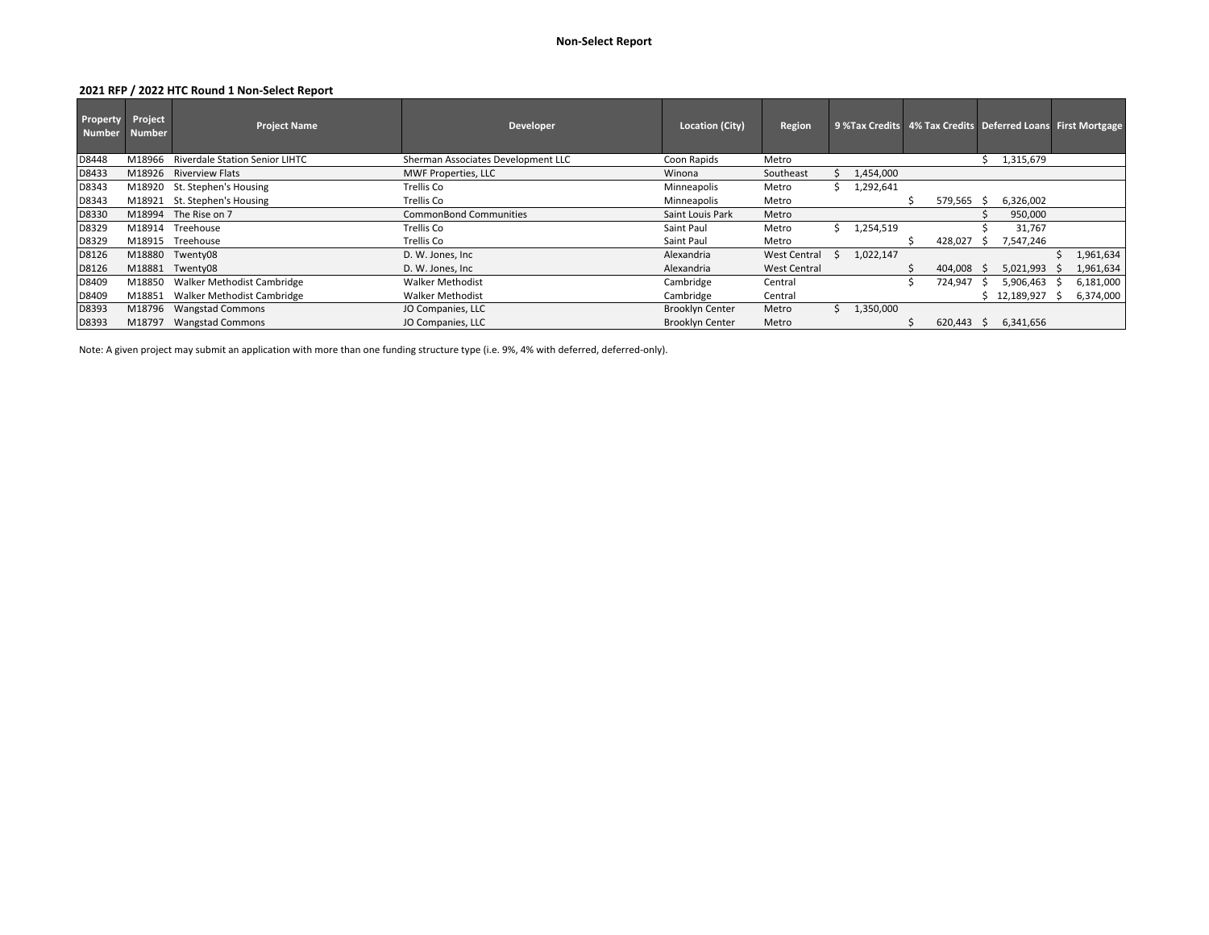**Non-Select Report**

**2021 RFP / 2022 HTC Round 1 Non-Select Report**

| Property Number | Project Number | Project Name | Developer | Location (City) | Region | 9 %Tax Credits | 4% Tax Credits | Deferred Loans | First Mortgage |
|---|---|---|---|---|---|---|---|---|---|
| D8448 | M18966 | Riverdale Station Senior LIHTC | Sherman Associates Development LLC | Coon Rapids | Metro | | | $ 1,315,679 | |
| D8433 | M18926 | Riverview Flats | MWF Properties, LLC | Winona | Southeast | $ 1,454,000 | | | |
| D8343 | M18920 | St. Stephen's Housing | Trellis Co | Minneapolis | Metro | $ 1,292,641 | | | |
| D8343 | M18921 | St. Stephen's Housing | Trellis Co | Minneapolis | Metro | | $ 579,565 | $ 6,326,002 | |
| D8330 | M18994 | The Rise on 7 | CommonBond Communities | Saint Louis Park | Metro | | | $ 950,000 | |
| D8329 | M18914 | Treehouse | Trellis Co | Saint Paul | Metro | $ 1,254,519 | | $ 31,767 | |
| D8329 | M18915 | Treehouse | Trellis Co | Saint Paul | Metro | | $ 428,027 | $ 7,547,246 | |
| D8126 | M18880 | Twenty08 | D. W. Jones, Inc | Alexandria | West Central | $ 1,022,147 | | | $ 1,961,634 |
| D8126 | M18881 | Twenty08 | D. W. Jones, Inc | Alexandria | West Central | | $ 404,008 | $ 5,021,993 | $ 1,961,634 |
| D8409 | M18850 | Walker Methodist Cambridge | Walker Methodist | Cambridge | Central | | $ 724,947 | $ 5,906,463 | $ 6,181,000 |
| D8409 | M18851 | Walker Methodist Cambridge | Walker Methodist | Cambridge | Central | | | $ 12,189,927 | $ 6,374,000 |
| D8393 | M18796 | Wangstad Commons | JO Companies, LLC | Brooklyn Center | Metro | $ 1,350,000 | | | |
| D8393 | M18797 | Wangstad Commons | JO Companies, LLC | Brooklyn Center | Metro | | $ 620,443 | $ 6,341,656 | |

Note: A given project may submit an application with more than one funding structure type (i.e. 9%, 4% with deferred, deferred-only).